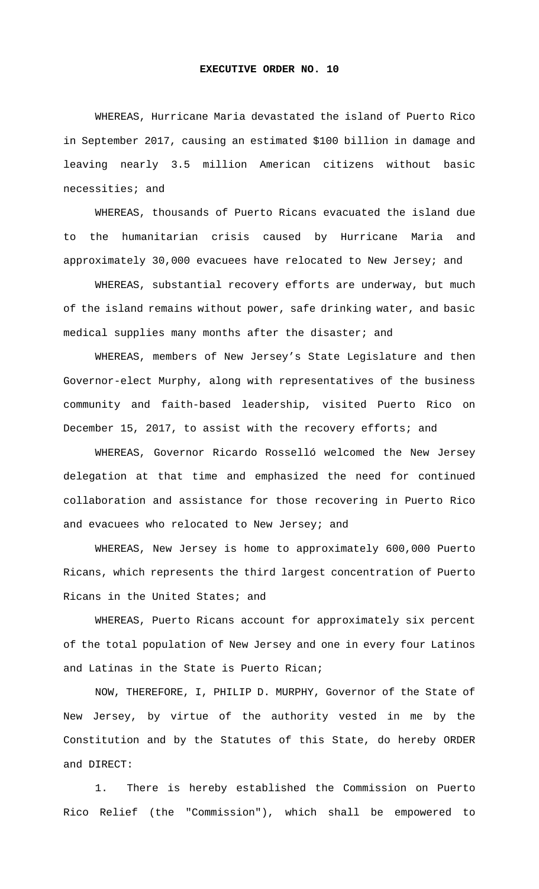# EXECUTIVE ORDER NO. 10

WHEREAS, Hurricane Maria devastated the island of Puerto Rico in September 2017, causing an estimated $100 billion in damage and leaving nearly 3.5 million American citizens without basic necessities; and

WHEREAS, thousands of Puerto Ricans evacuated the island due to the humanitarian crisis caused by Hurricane Maria and approximately 30,000 evacuees have relocated to New Jersey; and

WHEREAS, substantial recovery efforts are underway, but much of the island remains without power, safe drinking water, and basic medical supplies many months after the disaster; and

WHEREAS, members of New Jersey's State Legislature and then Governor-elect Murphy, along with representatives of the business community and faith-based leadership, visited Puerto Rico on December 15, 2017, to assist with the recovery efforts; and

WHEREAS, Governor Ricardo Rosselló welcomed the New Jersey delegation at that time and emphasized the need for continued collaboration and assistance for those recovering in Puerto Rico and evacuees who relocated to New Jersey; and

WHEREAS, New Jersey is home to approximately 600,000 Puerto Ricans, which represents the third largest concentration of Puerto Ricans in the United States; and

WHEREAS, Puerto Ricans account for approximately six percent of the total population of New Jersey and one in every four Latinos and Latinas in the State is Puerto Rican;

NOW, THEREFORE, I, PHILIP D. MURPHY, Governor of the State of New Jersey, by virtue of the authority vested in me by the Constitution and by the Statutes of this State, do hereby ORDER and DIRECT:

1. There is hereby established the Commission on Puerto Rico Relief (the "Commission"), which shall be empowered to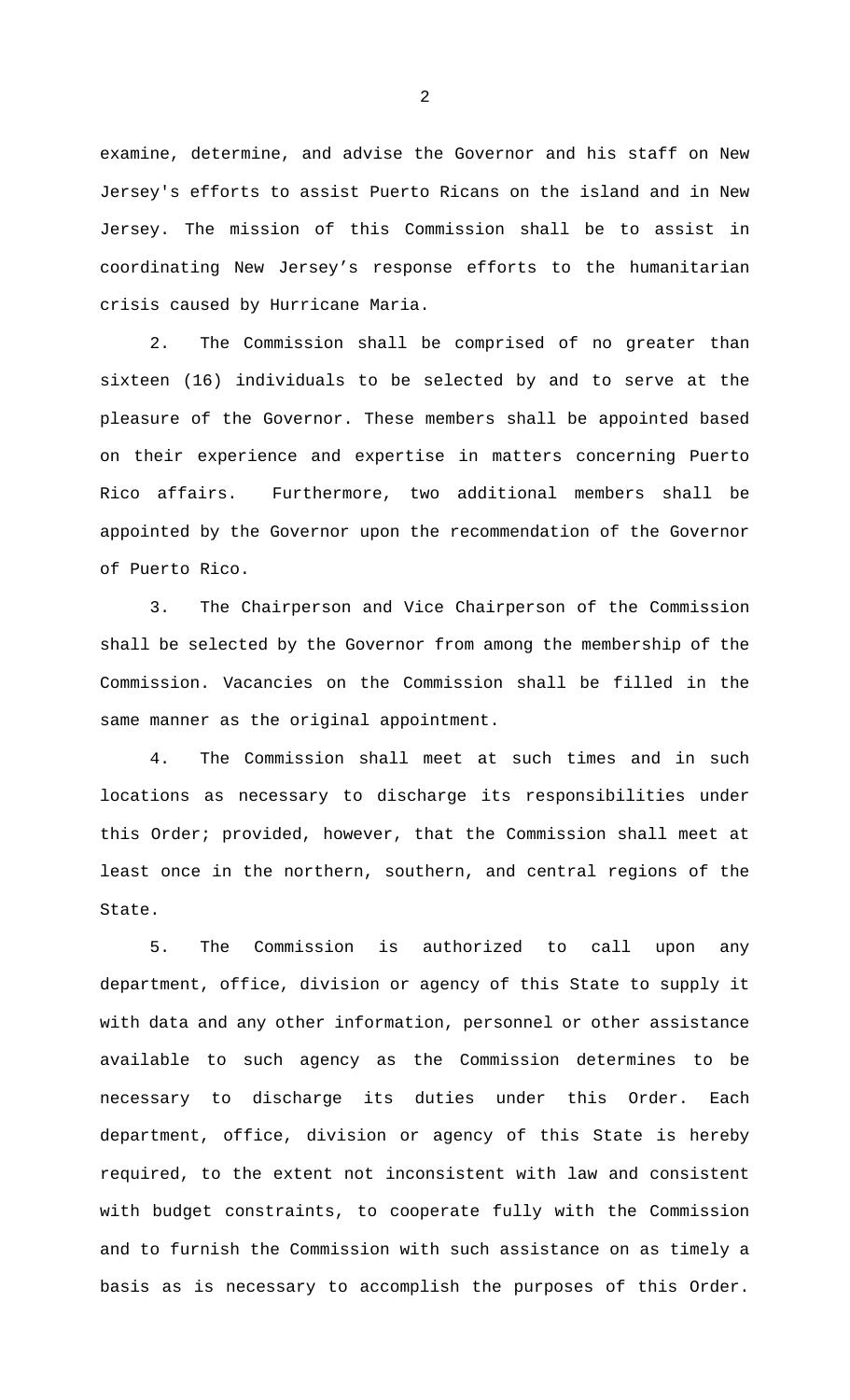examine, determine, and advise the Governor and his staff on New Jersey's efforts to assist Puerto Ricans on the island and in New Jersey. The mission of this Commission shall be to assist in coordinating New Jersey's response efforts to the humanitarian crisis caused by Hurricane Maria.

2. The Commission shall be comprised of no greater than sixteen (16) individuals to be selected by and to serve at the pleasure of the Governor. These members shall be appointed based on their experience and expertise in matters concerning Puerto Rico affairs. Furthermore, two additional members shall be appointed by the Governor upon the recommendation of the Governor of Puerto Rico.

3. The Chairperson and Vice Chairperson of the Commission shall be selected by the Governor from among the membership of the Commission. Vacancies on the Commission shall be filled in the same manner as the original appointment.

4. The Commission shall meet at such times and in such locations as necessary to discharge its responsibilities under this Order; provided, however, that the Commission shall meet at least once in the northern, southern, and central regions of the State.

5. The Commission is authorized to call upon any department, office, division or agency of this State to supply it with data and any other information, personnel or other assistance available to such agency as the Commission determines to be necessary to discharge its duties under this Order. Each department, office, division or agency of this State is hereby required, to the extent not inconsistent with law and consistent with budget constraints, to cooperate fully with the Commission and to furnish the Commission with such assistance on as timely a basis as is necessary to accomplish the purposes of this Order.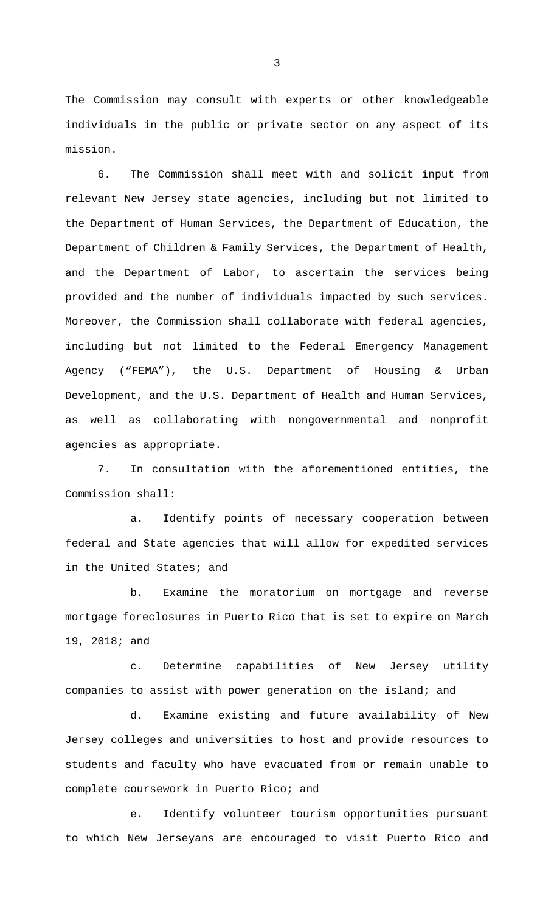The Commission may consult with experts or other knowledgeable individuals in the public or private sector on any aspect of its mission.

6. The Commission shall meet with and solicit input from relevant New Jersey state agencies, including but not limited to the Department of Human Services, the Department of Education, the Department of Children & Family Services, the Department of Health, and the Department of Labor, to ascertain the services being provided and the number of individuals impacted by such services. Moreover, the Commission shall collaborate with federal agencies, including but not limited to the Federal Emergency Management Agency ("FEMA"), the U.S. Department of Housing & Urban Development, and the U.S. Department of Health and Human Services, as well as collaborating with nongovernmental and nonprofit agencies as appropriate.

7. In consultation with the aforementioned entities, the Commission shall:

a. Identify points of necessary cooperation between federal and State agencies that will allow for expedited services in the United States; and

b. Examine the moratorium on mortgage and reverse mortgage foreclosures in Puerto Rico that is set to expire on March 19, 2018; and

c. Determine capabilities of New Jersey utility companies to assist with power generation on the island; and

d. Examine existing and future availability of New Jersey colleges and universities to host and provide resources to students and faculty who have evacuated from or remain unable to complete coursework in Puerto Rico; and

e. Identify volunteer tourism opportunities pursuant to which New Jerseyans are encouraged to visit Puerto Rico and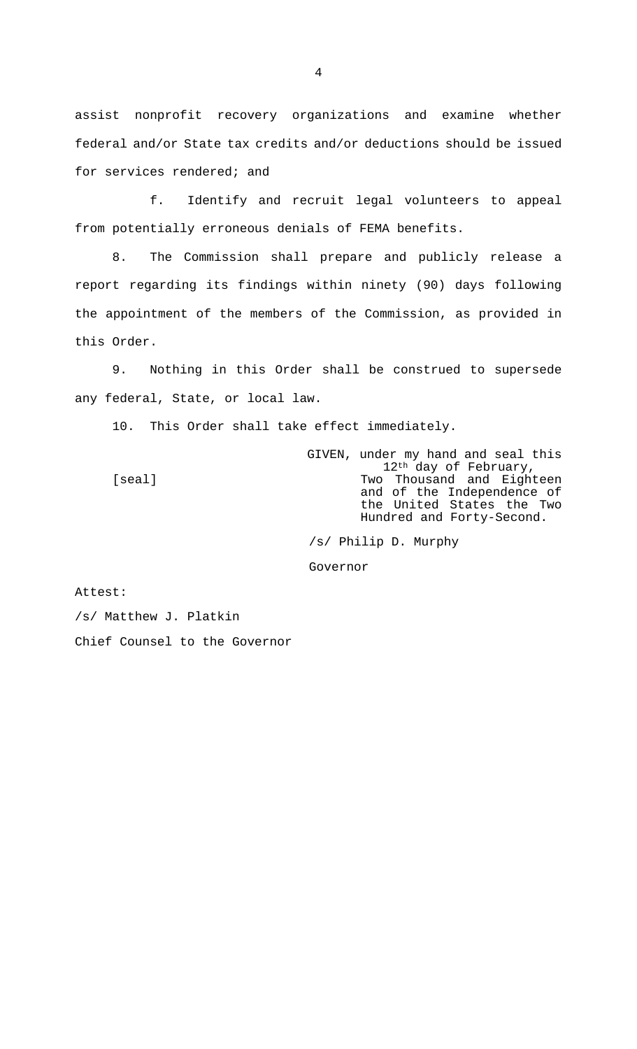assist nonprofit recovery organizations and examine whether federal and/or State tax credits and/or deductions should be issued for services rendered; and

f. Identify and recruit legal volunteers to appeal from potentially erroneous denials of FEMA benefits.

8. The Commission shall prepare and publicly release a report regarding its findings within ninety (90) days following the appointment of the members of the Commission, as provided in this Order.

9. Nothing in this Order shall be construed to supersede any federal, State, or local law.

10. This Order shall take effect immediately.

[seal]

GIVEN, under my hand and seal this 12th day of February, Two Thousand and Eighteen and of the Independence of the United States the Two Hundred and Forty-Second.

/s/ Philip D. Murphy

Governor

Attest:

/s/ Matthew J. Platkin

Chief Counsel to the Governor